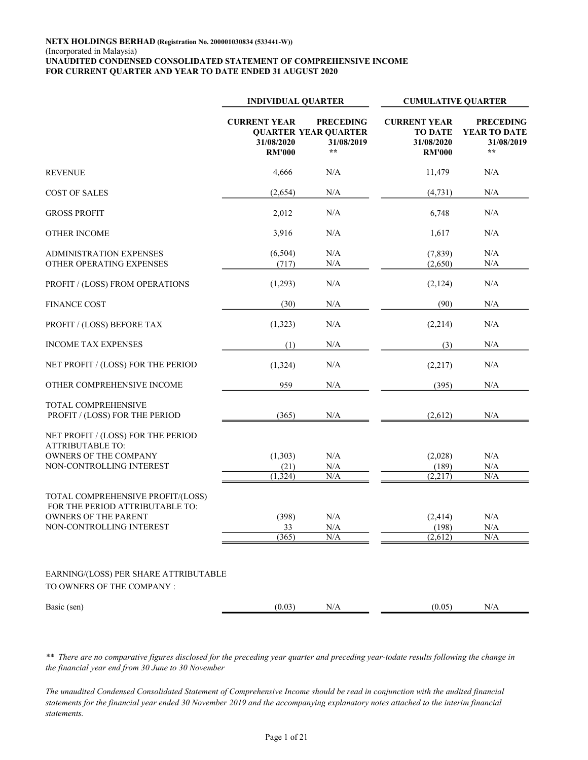**NETX HOLDINGS BERHAD** (Registration No. 200001030834 (533441-W))
(Incorporated in Malaysia)
**UNAUDITED CONDENSED CONSOLIDATED STATEMENT OF COMPREHENSIVE INCOME**
**FOR CURRENT QUARTER AND YEAR TO DATE ENDED 31 AUGUST 2020**

| | INDIVIDUAL QUARTER | | CUMULATIVE QUARTER | |
|---|---|---|---|---|
| | CURRENT YEAR QUARTER 31/08/2020 RM'000 | PRECEDING YEAR QUARTER 31/08/2019 ** | CURRENT YEAR TO DATE 31/08/2020 RM'000 | PRECEDING YEAR TO DATE 31/08/2019 ** |
| REVENUE | 4,666 | N/A | 11,479 | N/A |
| COST OF SALES | (2,654) | N/A | (4,731) | N/A |
| GROSS PROFIT | 2,012 | N/A | 6,748 | N/A |
| OTHER INCOME | 3,916 | N/A | 1,617 | N/A |
| ADMINISTRATION EXPENSES | (6,504) | N/A | (7,839) | N/A |
| OTHER OPERATING EXPENSES | (717) | N/A | (2,650) | N/A |
| PROFIT / (LOSS) FROM OPERATIONS | (1,293) | N/A | (2,124) | N/A |
| FINANCE COST | (30) | N/A | (90) | N/A |
| PROFIT / (LOSS) BEFORE TAX | (1,323) | N/A | (2,214) | N/A |
| INCOME TAX EXPENSES | (1) | N/A | (3) | N/A |
| NET PROFIT / (LOSS) FOR THE PERIOD | (1,324) | N/A | (2,217) | N/A |
| OTHER COMPREHENSIVE INCOME | 959 | N/A | (395) | N/A |
| TOTAL COMPREHENSIVE PROFIT / (LOSS) FOR THE PERIOD | (365) | N/A | (2,612) | N/A |
| NET PROFIT / (LOSS) FOR THE PERIOD ATTRIBUTABLE TO: | | | | |
| OWNERS OF THE COMPANY | (1,303) | N/A | (2,028) | N/A |
| NON-CONTROLLING INTEREST | (21) | N/A | (189) | N/A |
| | (1,324) | N/A | (2,217) | N/A |
| TOTAL COMPREHENSIVE PROFIT/(LOSS) FOR THE PERIOD ATTRIBUTABLE TO: | | | | |
| OWNERS OF THE PARENT | (398) | N/A | (2,414) | N/A |
| NON-CONTROLLING INTEREST | 33 | N/A | (198) | N/A |
| | (365) | N/A | (2,612) | N/A |
| EARNING/(LOSS) PER SHARE ATTRIBUTABLE TO OWNERS OF THE COMPANY : | | | | |
| Basic (sen) | (0.03) | N/A | (0.05) | N/A |

*\*\* There are no comparative figures disclosed for the preceding year quarter and preceding year-todate results following the change in the financial year end from 30 June to 30 November*

*The unaudited Condensed Consolidated Statement of Comprehensive Income should be read in conjunction with the audited financial statements for the financial year ended 30 November 2019 and the accompanying explanatory notes attached to the interim financial statements.*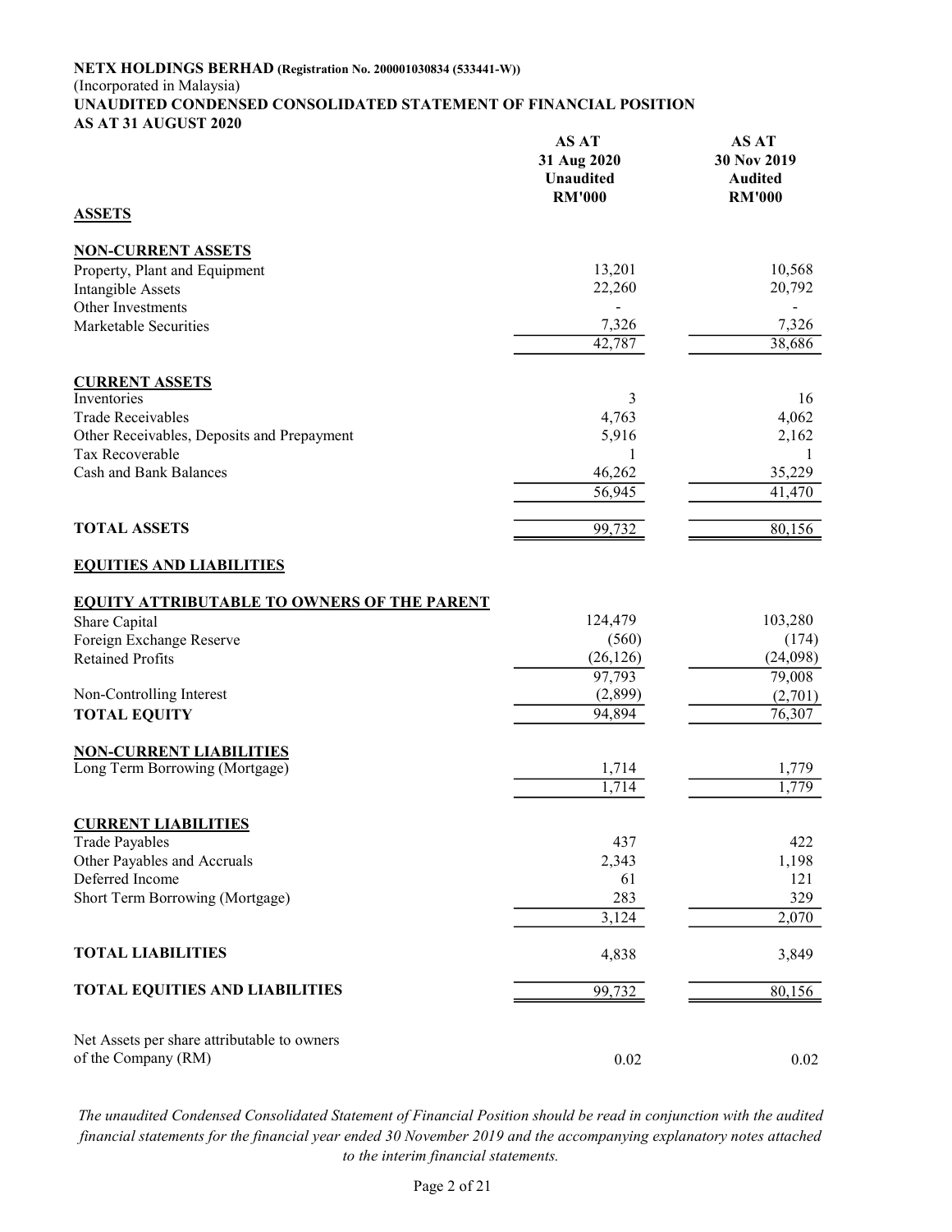**NETX HOLDINGS BERHAD (Registration No. 200001030834 (533441-W))**
(Incorporated in Malaysia)
**UNAUDITED CONDENSED CONSOLIDATED STATEMENT OF FINANCIAL POSITION**
**AS AT 31 AUGUST 2020**

| | AS AT 31 Aug 2020 Unaudited RM'000 | AS AT 30 Nov 2019 Audited RM'000 |
|---|---|---|
| **ASSETS** | | |
| **NON-CURRENT ASSETS** | | |
| Property, Plant and Equipment | 13,201 | 10,568 |
| Intangible Assets | 22,260 | 20,792 |
| Other Investments | - | - |
| Marketable Securities | 7,326 | 7,326 |
| | 42,787 | 38,686 |
| **CURRENT ASSETS** | | |
| Inventories | 3 | 16 |
| Trade Receivables | 4,763 | 4,062 |
| Other Receivables, Deposits and Prepayment | 5,916 | 2,162 |
| Tax Recoverable | 1 | 1 |
| Cash and Bank Balances | 46,262 | 35,229 |
| | 56,945 | 41,470 |
| **TOTAL ASSETS** | 99,732 | 80,156 |
| **EQUITIES AND LIABILITIES** | | |
| **EQUITY ATTRIBUTABLE TO OWNERS OF THE PARENT** | | |
| Share Capital | 124,479 | 103,280 |
| Foreign Exchange Reserve | (560) | (174) |
| Retained Profits | (26,126) | (24,098) |
| | 97,793 | 79,008 |
| Non-Controlling Interest | (2,899) | (2,701) |
| **TOTAL EQUITY** | 94,894 | 76,307 |
| **NON-CURRENT LIABILITIES** | | |
| Long Term Borrowing (Mortgage) | 1,714 | 1,779 |
| | 1,714 | 1,779 |
| **CURRENT LIABILITIES** | | |
| Trade Payables | 437 | 422 |
| Other Payables and Accruals | 2,343 | 1,198 |
| Deferred Income | 61 | 121 |
| Short Term Borrowing (Mortgage) | 283 | 329 |
| | 3,124 | 2,070 |
| **TOTAL LIABILITIES** | 4,838 | 3,849 |
| **TOTAL EQUITIES AND LIABILITIES** | 99,732 | 80,156 |
| Net Assets per share attributable to owners of the Company (RM) | 0.02 | 0.02 |

*The unaudited Condensed Consolidated Statement of Financial Position should be read in conjunction with the audited financial statements for the financial year ended 30 November 2019 and the accompanying explanatory notes attached to the interim financial statements.*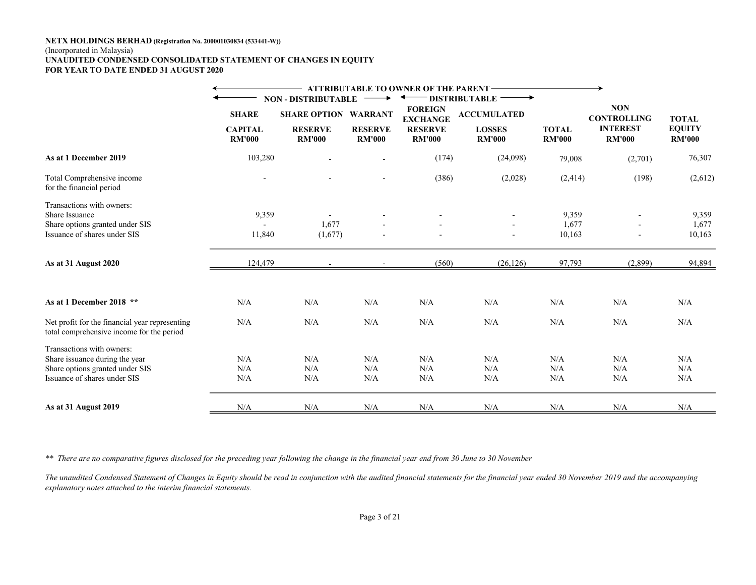**NETX HOLDINGS BERHAD (Registration No. 200001030834 (533441-W))**
(Incorporated in Malaysia)
**UNAUDITED CONDENSED CONSOLIDATED STATEMENT OF CHANGES IN EQUITY**
**FOR YEAR TO DATE ENDED 31 AUGUST 2020**

| | ATTRIBUTABLE TO OWNER OF THE PARENT | | | | | | | |
|---|---|---|---|---|---|---|---|---|
| | NON - DISTRIBUTABLE | | | DISTRIBUTABLE | | | | |
| | SHARE CAPITAL RM'000 | SHARE OPTION RESERVE RM'000 | WARRANT RESERVE RM'000 | FOREIGN EXCHANGE RESERVE RM'000 | ACCUMULATED LOSSES RM'000 | TOTAL RM'000 | NON CONTROLLING INTEREST RM'000 | TOTAL EQUITY RM'000 |
| **As at 1 December 2019** | 103,280 | - | - | (174) | (24,098) | 79,008 | (2,701) | 76,307 |
| Total Comprehensive income for the financial period | - | - | - | (386) | (2,028) | (2,414) | (198) | (2,612) |
| Transactions with owners: | | | | | | | | |
| Share Issuance | 9,359 | - | - | - | - | 9,359 | - | 9,359 |
| Share options granted under SIS | - | 1,677 | - | - | - | 1,677 | - | 1,677 |
| Issuance of shares under SIS | 11,840 | (1,677) | - | - | - | 10,163 | - | 10,163 |
| **As at 31 August 2020** | 124,479 | - | - | (560) | (26,126) | 97,793 | (2,899) | 94,894 |
| | | | | | | | | |
| **As at 1 December 2018 \*\*** | N/A | N/A | N/A | N/A | N/A | N/A | N/A | N/A |
| Net profit for the financial year representing total comprehensive income for the period | N/A | N/A | N/A | N/A | N/A | N/A | N/A | N/A |
| Transactions with owners: | | | | | | | | |
| Share issuance during the year | N/A | N/A | N/A | N/A | N/A | N/A | N/A | N/A |
| Share options granted under SIS | N/A | N/A | N/A | N/A | N/A | N/A | N/A | N/A |
| Issuance of shares under SIS | N/A | N/A | N/A | N/A | N/A | N/A | N/A | N/A |
| **As at 31 August 2019** | N/A | N/A | N/A | N/A | N/A | N/A | N/A | N/A |

*\*\* There are no comparative figures disclosed for the preceding year following the change in the financial year end from 30 June to 30 November*

*The unaudited Condensed Statement of Changes in Equity should be read in conjunction with the audited financial statements for the financial year ended 30 November 2019 and the accompanying explanatory notes attached to the interim financial statements.*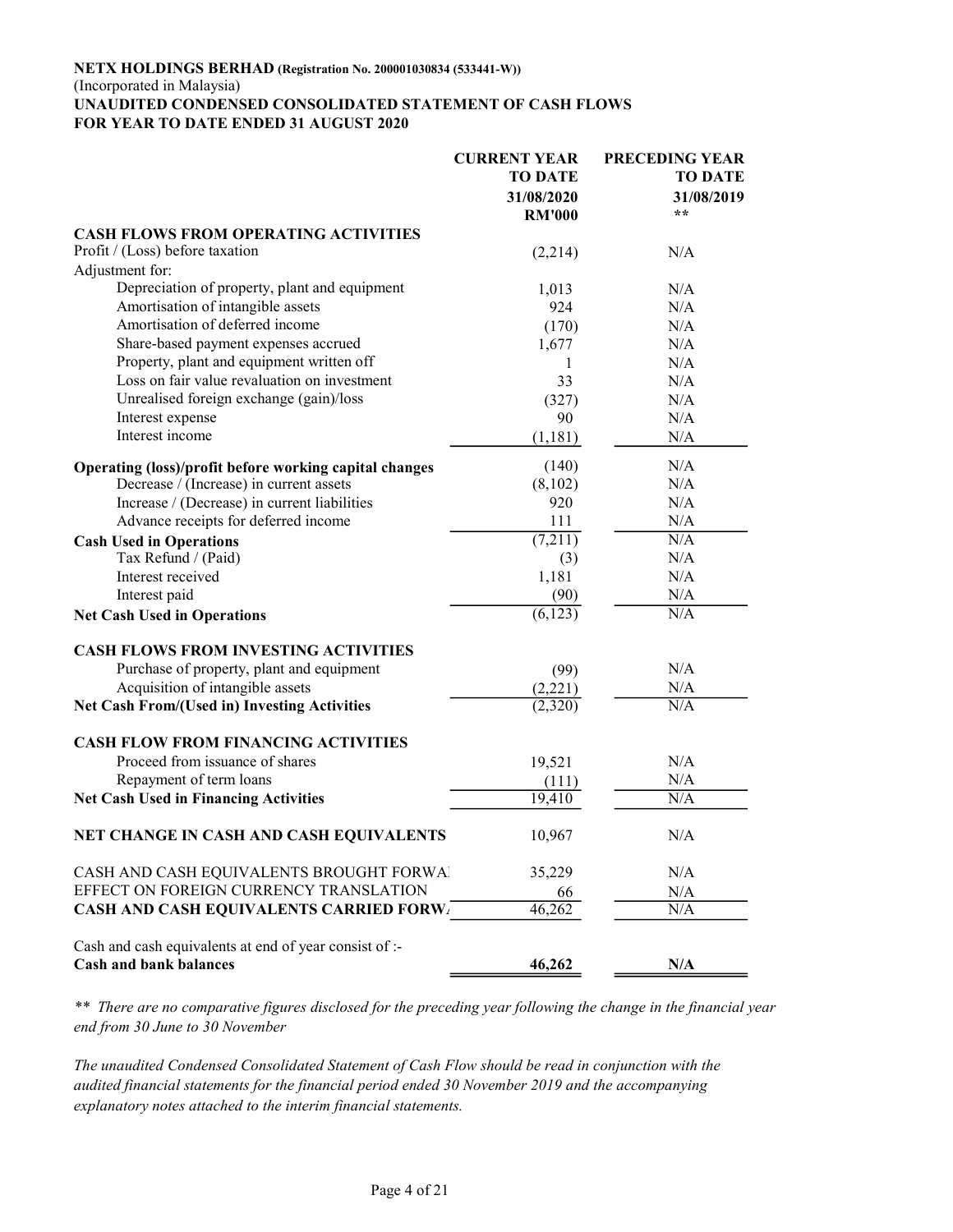**NETX HOLDINGS BERHAD (Registration No. 200001030834 (533441-W))**
(Incorporated in Malaysia)
**UNAUDITED CONDENSED CONSOLIDATED STATEMENT OF CASH FLOWS**
**FOR YEAR TO DATE ENDED 31 AUGUST 2020**

| | CURRENT YEAR TO DATE 31/08/2020 RM'000 | PRECEDING YEAR TO DATE 31/08/2019 ** |
|---|---|---|
| **CASH FLOWS FROM OPERATING ACTIVITIES** | | |
| Profit / (Loss) before taxation | (2,214) | N/A |
| Adjustment for: | | |
| Depreciation of property, plant and equipment | 1,013 | N/A |
| Amortisation of intangible assets | 924 | N/A |
| Amortisation of deferred income | (170) | N/A |
| Share-based payment expenses accrued | 1,677 | N/A |
| Property, plant and equipment written off | 1 | N/A |
| Loss on fair value revaluation on investment | 33 | N/A |
| Unrealised foreign exchange (gain)/loss | (327) | N/A |
| Interest expense | 90 | N/A |
| Interest income | (1,181) | N/A |
| **Operating (loss)/profit before working capital changes** | (140) | N/A |
| Decrease / (Increase) in current assets | (8,102) | N/A |
| Increase / (Decrease) in current liabilities | 920 | N/A |
| Advance receipts for deferred income | 111 | N/A |
| **Cash Used in Operations** | (7,211) | N/A |
| Tax Refund / (Paid) | (3) | N/A |
| Interest received | 1,181 | N/A |
| Interest paid | (90) | N/A |
| **Net Cash Used in Operations** | (6,123) | N/A |
| **CASH FLOWS FROM INVESTING ACTIVITIES** | | |
| Purchase of property, plant and equipment | (99) | N/A |
| Acquisition of intangible assets | (2,221) | N/A |
| **Net Cash From/(Used in) Investing Activities** | (2,320) | N/A |
| **CASH FLOW FROM FINANCING ACTIVITIES** | | |
| Proceed from issuance of shares | 19,521 | N/A |
| Repayment of term loans | (111) | N/A |
| **Net Cash Used in Financing Activities** | 19,410 | N/A |
| **NET CHANGE IN CASH AND CASH EQUIVALENTS** | 10,967 | N/A |
| CASH AND CASH EQUIVALENTS BROUGHT FORWARD | 35,229 | N/A |
| EFFECT ON FOREIGN CURRENCY TRANSLATION | 66 | N/A |
| **CASH AND CASH EQUIVALENTS CARRIED FORWARD** | 46,262 | N/A |
| Cash and cash equivalents at end of year consist of :- | | |
| **Cash and bank balances** | **46,262** | **N/A** |

*\*\* There are no comparative figures disclosed for the preceding year following the change in the financial year end from 30 June to 30 November*

*The unaudited Condensed Consolidated Statement of Cash Flow should be read in conjunction with the audited financial statements for the financial period ended 30 November 2019 and the accompanying explanatory notes attached to the interim financial statements.*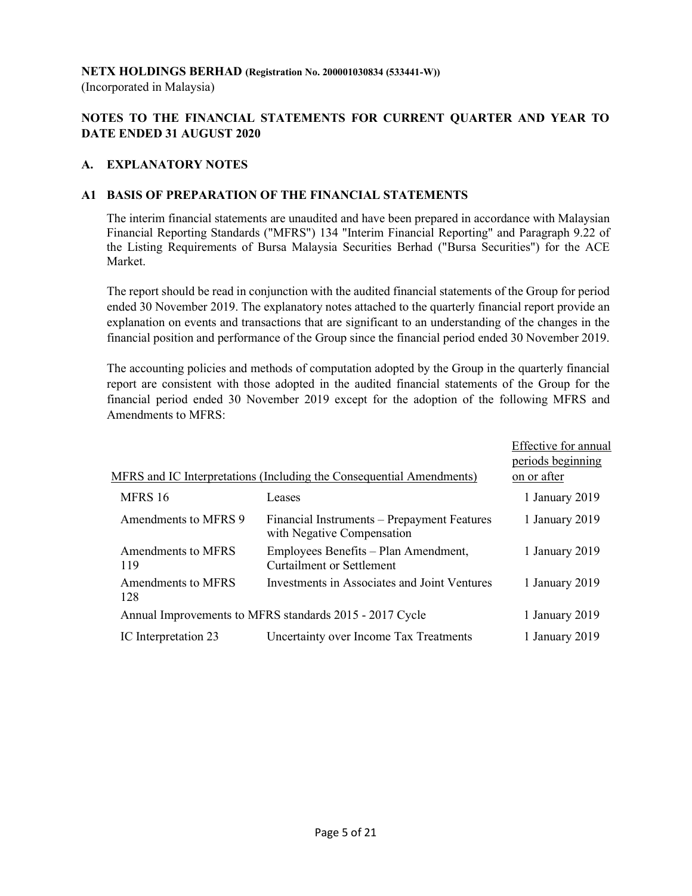**NETX HOLDINGS BERHAD (Registration No. 200001030834 (533441-W))**
(Incorporated in Malaysia)

## NOTES TO THE FINANCIAL STATEMENTS FOR CURRENT QUARTER AND YEAR TO DATE ENDED 31 AUGUST 2020

### A. EXPLANATORY NOTES

### A1 BASIS OF PREPARATION OF THE FINANCIAL STATEMENTS

The interim financial statements are unaudited and have been prepared in accordance with Malaysian Financial Reporting Standards ("MFRS") 134 "Interim Financial Reporting" and Paragraph 9.22 of the Listing Requirements of Bursa Malaysia Securities Berhad ("Bursa Securities") for the ACE Market.

The report should be read in conjunction with the audited financial statements of the Group for period ended 30 November 2019. The explanatory notes attached to the quarterly financial report provide an explanation on events and transactions that are significant to an understanding of the changes in the financial position and performance of the Group since the financial period ended 30 November 2019.

The accounting policies and methods of computation adopted by the Group in the quarterly financial report are consistent with those adopted in the audited financial statements of the Group for the financial period ended 30 November 2019 except for the adoption of the following MFRS and Amendments to MFRS:

| MFRS and IC Interpretations (Including the Consequential Amendments) | | Effective for annual periods beginning on or after |
|---|---|---|
| MFRS 16 | Leases | 1 January 2019 |
| Amendments to MFRS 9 | Financial Instruments – Prepayment Features with Negative Compensation | 1 January 2019 |
| Amendments to MFRS 119 | Employees Benefits – Plan Amendment, Curtailment or Settlement | 1 January 2019 |
| Amendments to MFRS 128 | Investments in Associates and Joint Ventures | 1 January 2019 |
| Annual Improvements to MFRS standards 2015 - 2017 Cycle | | 1 January 2019 |
| IC Interpretation 23 | Uncertainty over Income Tax Treatments | 1 January 2019 |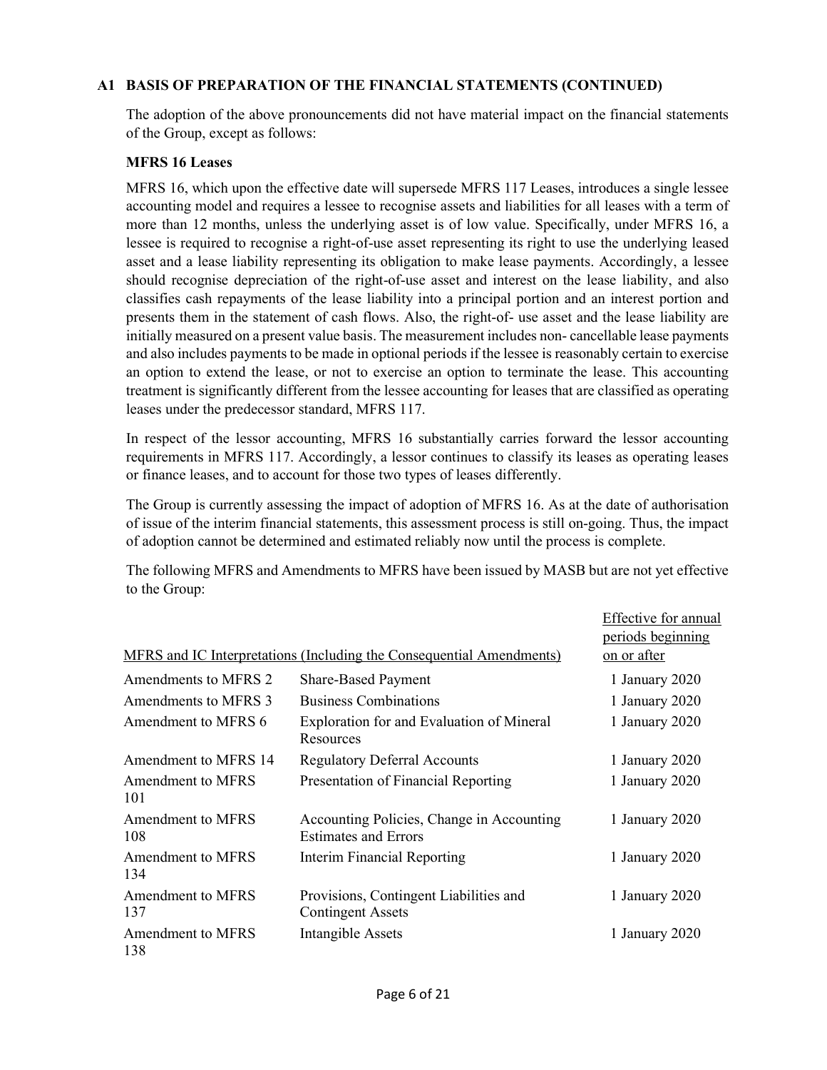## A1 BASIS OF PREPARATION OF THE FINANCIAL STATEMENTS (CONTINUED)

The adoption of the above pronouncements did not have material impact on the financial statements of the Group, except as follows:

**MFRS 16 Leases**

MFRS 16, which upon the effective date will supersede MFRS 117 Leases, introduces a single lessee accounting model and requires a lessee to recognise assets and liabilities for all leases with a term of more than 12 months, unless the underlying asset is of low value. Specifically, under MFRS 16, a lessee is required to recognise a right-of-use asset representing its right to use the underlying leased asset and a lease liability representing its obligation to make lease payments. Accordingly, a lessee should recognise depreciation of the right-of-use asset and interest on the lease liability, and also classifies cash repayments of the lease liability into a principal portion and an interest portion and presents them in the statement of cash flows. Also, the right-of- use asset and the lease liability are initially measured on a present value basis. The measurement includes non- cancellable lease payments and also includes payments to be made in optional periods if the lessee is reasonably certain to exercise an option to extend the lease, or not to exercise an option to terminate the lease. This accounting treatment is significantly different from the lessee accounting for leases that are classified as operating leases under the predecessor standard, MFRS 117.

In respect of the lessor accounting, MFRS 16 substantially carries forward the lessor accounting requirements in MFRS 117. Accordingly, a lessor continues to classify its leases as operating leases or finance leases, and to account for those two types of leases differently.

The Group is currently assessing the impact of adoption of MFRS 16. As at the date of authorisation of issue of the interim financial statements, this assessment process is still on-going. Thus, the impact of adoption cannot be determined and estimated reliably now until the process is complete.

The following MFRS and Amendments to MFRS have been issued by MASB but are not yet effective to the Group:

| MFRS and IC Interpretations (Including the Consequential Amendments) | | Effective for annual periods beginning on or after |
|---|---|---|
| Amendments to MFRS 2 | Share-Based Payment | 1 January 2020 |
| Amendments to MFRS 3 | Business Combinations | 1 January 2020 |
| Amendment to MFRS 6 | Exploration for and Evaluation of Mineral Resources | 1 January 2020 |
| Amendment to MFRS 14 | Regulatory Deferral Accounts | 1 January 2020 |
| Amendment to MFRS 101 | Presentation of Financial Reporting | 1 January 2020 |
| Amendment to MFRS 108 | Accounting Policies, Change in Accounting Estimates and Errors | 1 January 2020 |
| Amendment to MFRS 134 | Interim Financial Reporting | 1 January 2020 |
| Amendment to MFRS 137 | Provisions, Contingent Liabilities and Contingent Assets | 1 January 2020 |
| Amendment to MFRS 138 | Intangible Assets | 1 January 2020 |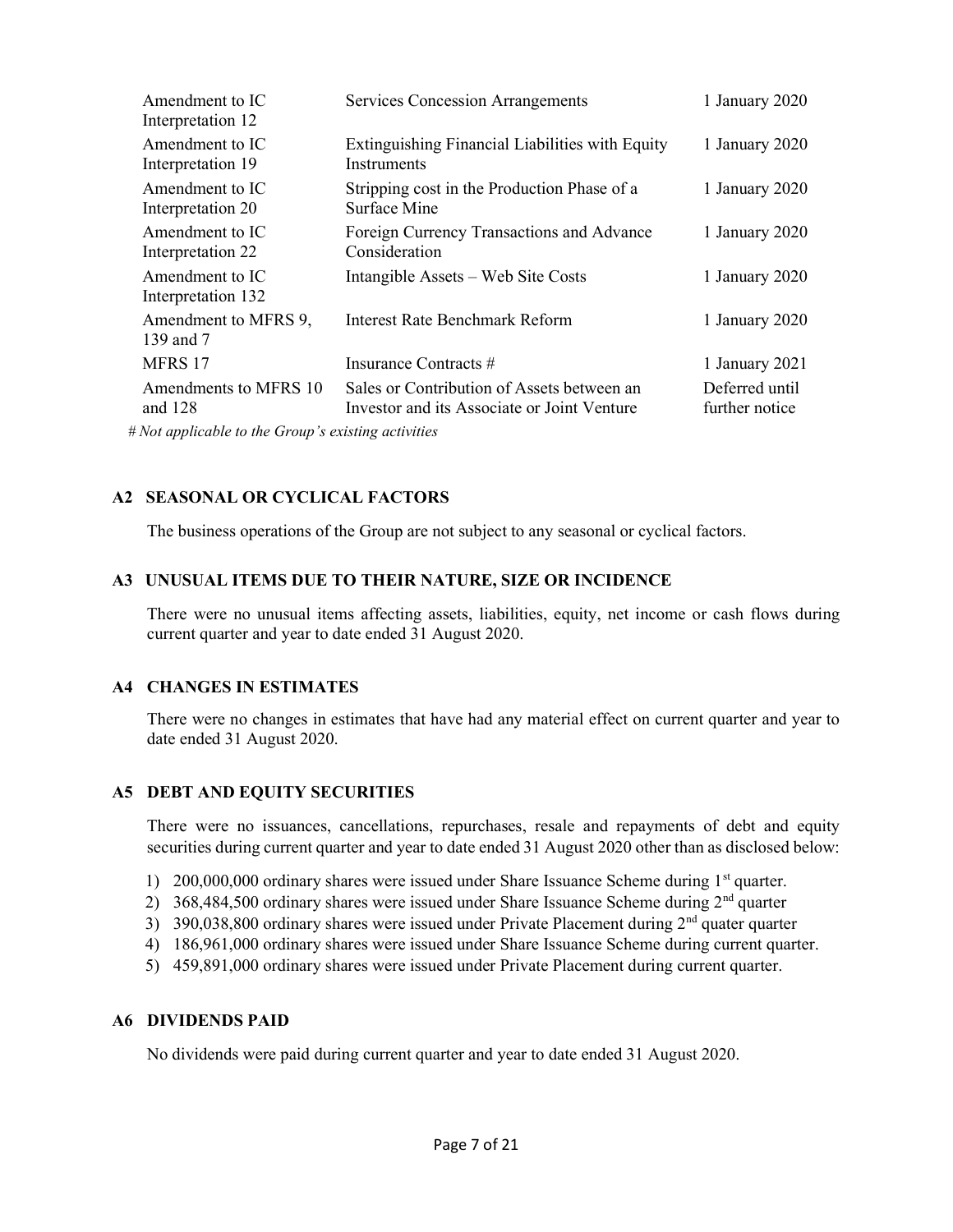| | | |
|---|---|---|
| Amendment to IC Interpretation 12 | Services Concession Arrangements | 1 January 2020 |
| Amendment to IC Interpretation 19 | Extinguishing Financial Liabilities with Equity Instruments | 1 January 2020 |
| Amendment to IC Interpretation 20 | Stripping cost in the Production Phase of a Surface Mine | 1 January 2020 |
| Amendment to IC Interpretation 22 | Foreign Currency Transactions and Advance Consideration | 1 January 2020 |
| Amendment to IC Interpretation 132 | Intangible Assets – Web Site Costs | 1 January 2020 |
| Amendment to MFRS 9, 139 and 7 | Interest Rate Benchmark Reform | 1 January 2020 |
| MFRS 17 | Insurance Contracts # | 1 January 2021 |
| Amendments to MFRS 10 and 128 | Sales or Contribution of Assets between an Investor and its Associate or Joint Venture | Deferred until further notice |

*# Not applicable to the Group's existing activities*

## A2 SEASONAL OR CYCLICAL FACTORS

The business operations of the Group are not subject to any seasonal or cyclical factors.

## A3 UNUSUAL ITEMS DUE TO THEIR NATURE, SIZE OR INCIDENCE

There were no unusual items affecting assets, liabilities, equity, net income or cash flows during current quarter and year to date ended 31 August 2020.

## A4 CHANGES IN ESTIMATES

There were no changes in estimates that have had any material effect on current quarter and year to date ended 31 August 2020.

## A5 DEBT AND EQUITY SECURITIES

There were no issuances, cancellations, repurchases, resale and repayments of debt and equity securities during current quarter and year to date ended 31 August 2020 other than as disclosed below:

1) 200,000,000 ordinary shares were issued under Share Issuance Scheme during 1st quarter.
2) 368,484,500 ordinary shares were issued under Share Issuance Scheme during 2nd quarter
3) 390,038,800 ordinary shares were issued under Private Placement during 2nd quater quarter
4) 186,961,000 ordinary shares were issued under Share Issuance Scheme during current quarter.
5) 459,891,000 ordinary shares were issued under Private Placement during current quarter.

## A6 DIVIDENDS PAID

No dividends were paid during current quarter and year to date ended 31 August 2020.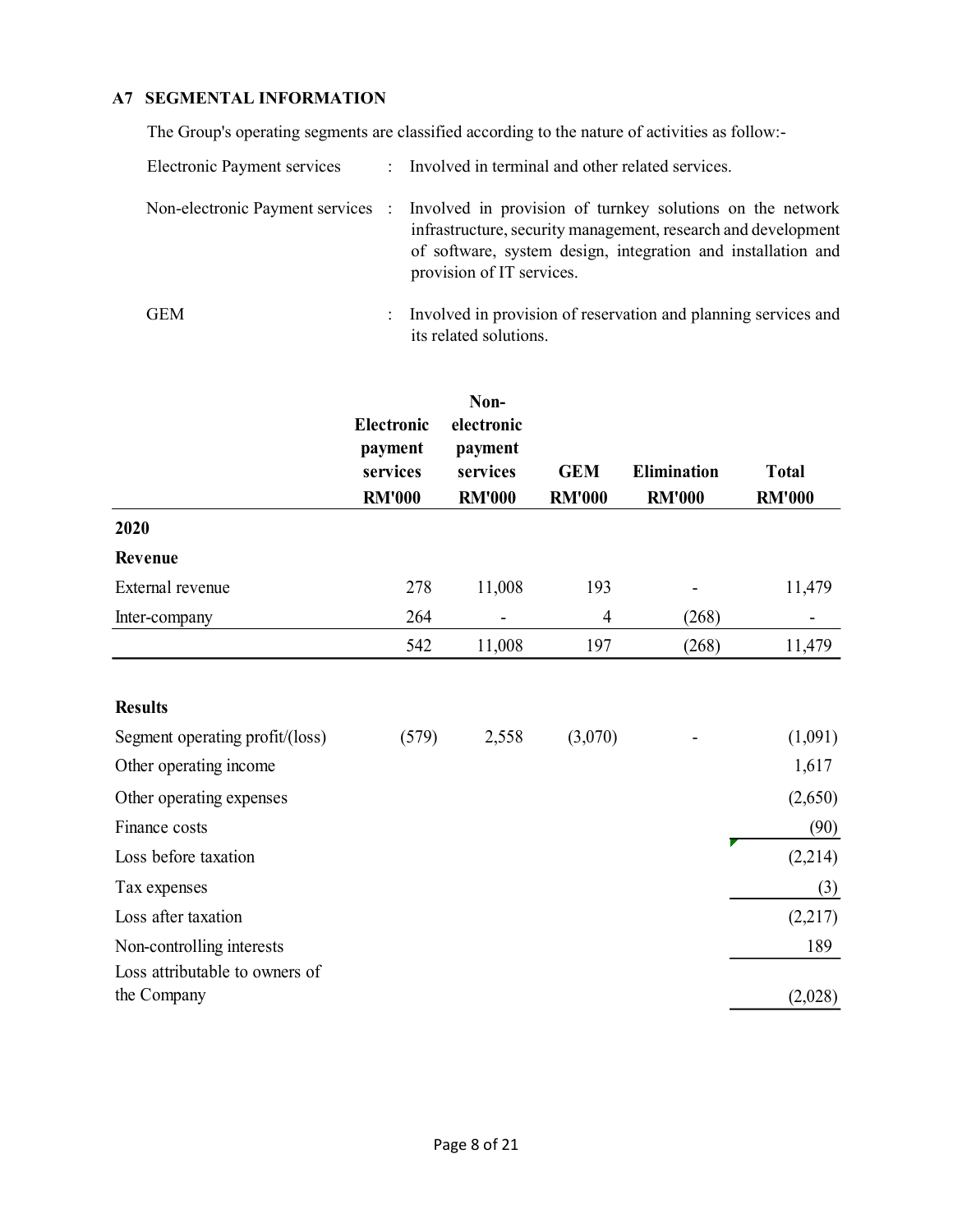### A7 SEGMENTAL INFORMATION

The Group's operating segments are classified according to the nature of activities as follow:-

| | | |
|---|---|---|
| Electronic Payment services | : | Involved in terminal and other related services. |
| Non-electronic Payment services | : | Involved in provision of turnkey solutions on the network infrastructure, security management, research and development of software, system design, integration and installation and provision of IT services. |
| GEM | : | Involved in provision of reservation and planning services and its related solutions. |

| | Electronic payment services RM'000 | Non-electronic payment services RM'000 | GEM RM'000 | Elimination RM'000 | Total RM'000 |
|---|---|---|---|---|---|
| **2020** | | | | | |
| **Revenue** | | | | | |
| External revenue | 278 | 11,008 | 193 | - | 11,479 |
| Inter-company | 264 | - | 4 | (268) | - |
| | 542 | 11,008 | 197 | (268) | 11,479 |
| **Results** | | | | | |
| Segment operating profit/(loss) | (579) | 2,558 | (3,070) | - | (1,091) |
| Other operating income | | | | | 1,617 |
| Other operating expenses | | | | | (2,650) |
| Finance costs | | | | | (90) |
| Loss before taxation | | | | | (2,214) |
| Tax expenses | | | | | (3) |
| Loss after taxation | | | | | (2,217) |
| Non-controlling interests | | | | | 189 |
| Loss attributable to owners of the Company | | | | | (2,028) |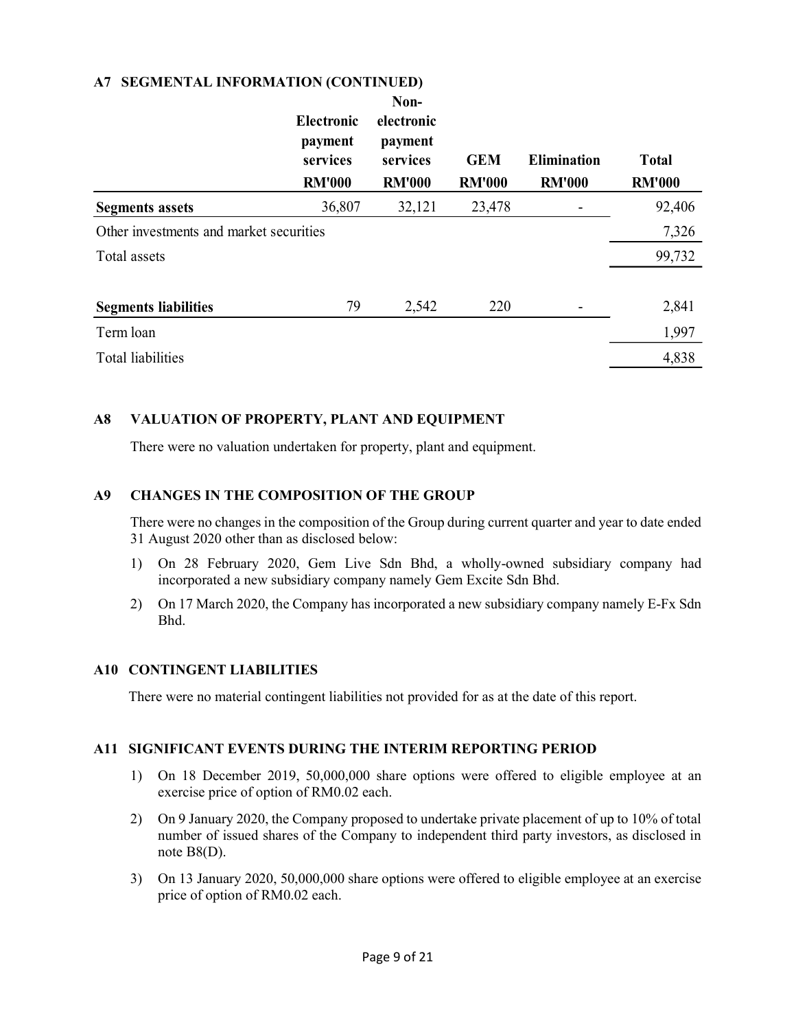## A7 SEGMENTAL INFORMATION (CONTINUED)

| | Electronic payment services | Non-electronic payment services | GEM | Elimination | Total |
|---|---|---|---|---|---|
| | RM'000 | RM'000 | RM'000 | RM'000 | RM'000 |
| **Segments assets** | 36,807 | 32,121 | 23,478 | - | 92,406 |
| Other investments and market securities | | | | | 7,326 |
| Total assets | | | | | 99,732 |
| | | | | | |
| **Segments liabilities** | 79 | 2,542 | 220 | - | 2,841 |
| Term loan | | | | | 1,997 |
| Total liabilities | | | | | 4,838 |

## A8 VALUATION OF PROPERTY, PLANT AND EQUIPMENT

There were no valuation undertaken for property, plant and equipment.

## A9 CHANGES IN THE COMPOSITION OF THE GROUP

There were no changes in the composition of the Group during current quarter and year to date ended 31 August 2020 other than as disclosed below:

1) On 28 February 2020, Gem Live Sdn Bhd, a wholly-owned subsidiary company had incorporated a new subsidiary company namely Gem Excite Sdn Bhd.
2) On 17 March 2020, the Company has incorporated a new subsidiary company namely E-Fx Sdn Bhd.

## A10 CONTINGENT LIABILITIES

There were no material contingent liabilities not provided for as at the date of this report.

## A11 SIGNIFICANT EVENTS DURING THE INTERIM REPORTING PERIOD

1) On 18 December 2019, 50,000,000 share options were offered to eligible employee at an exercise price of option of RM0.02 each.
2) On 9 January 2020, the Company proposed to undertake private placement of up to 10% of total number of issued shares of the Company to independent third party investors, as disclosed in note B8(D).
3) On 13 January 2020, 50,000,000 share options were offered to eligible employee at an exercise price of option of RM0.02 each.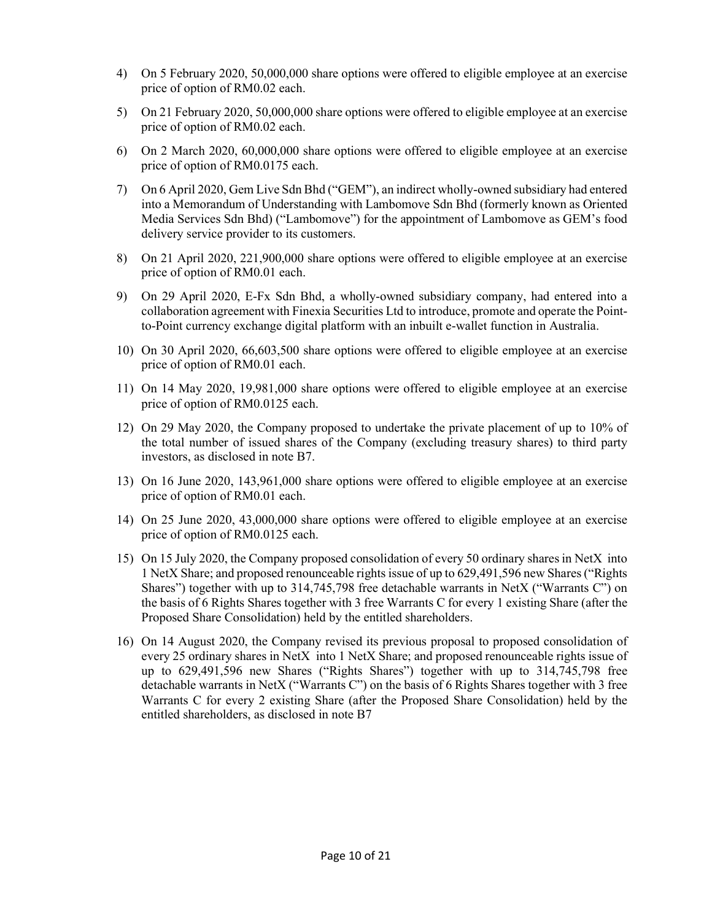4) On 5 February 2020, 50,000,000 share options were offered to eligible employee at an exercise price of option of RM0.02 each.

5) On 21 February 2020, 50,000,000 share options were offered to eligible employee at an exercise price of option of RM0.02 each.

6) On 2 March 2020, 60,000,000 share options were offered to eligible employee at an exercise price of option of RM0.0175 each.

7) On 6 April 2020, Gem Live Sdn Bhd ("GEM"), an indirect wholly-owned subsidiary had entered into a Memorandum of Understanding with Lambomove Sdn Bhd (formerly known as Oriented Media Services Sdn Bhd) ("Lambomove") for the appointment of Lambomove as GEM's food delivery service provider to its customers.

8) On 21 April 2020, 221,900,000 share options were offered to eligible employee at an exercise price of option of RM0.01 each.

9) On 29 April 2020, E-Fx Sdn Bhd, a wholly-owned subsidiary company, had entered into a collaboration agreement with Finexia Securities Ltd to introduce, promote and operate the Point-to-Point currency exchange digital platform with an inbuilt e-wallet function in Australia.

10) On 30 April 2020, 66,603,500 share options were offered to eligible employee at an exercise price of option of RM0.01 each.

11) On 14 May 2020, 19,981,000 share options were offered to eligible employee at an exercise price of option of RM0.0125 each.

12) On 29 May 2020, the Company proposed to undertake the private placement of up to 10% of the total number of issued shares of the Company (excluding treasury shares) to third party investors, as disclosed in note B7.

13) On 16 June 2020, 143,961,000 share options were offered to eligible employee at an exercise price of option of RM0.01 each.

14) On 25 June 2020, 43,000,000 share options were offered to eligible employee at an exercise price of option of RM0.0125 each.

15) On 15 July 2020, the Company proposed consolidation of every 50 ordinary shares in NetX into 1 NetX Share; and proposed renounceable rights issue of up to 629,491,596 new Shares ("Rights Shares") together with up to 314,745,798 free detachable warrants in NetX ("Warrants C") on the basis of 6 Rights Shares together with 3 free Warrants C for every 1 existing Share (after the Proposed Share Consolidation) held by the entitled shareholders.

16) On 14 August 2020, the Company revised its previous proposal to proposed consolidation of every 25 ordinary shares in NetX into 1 NetX Share; and proposed renounceable rights issue of up to 629,491,596 new Shares ("Rights Shares") together with up to 314,745,798 free detachable warrants in NetX ("Warrants C") on the basis of 6 Rights Shares together with 3 free Warrants C for every 2 existing Share (after the Proposed Share Consolidation) held by the entitled shareholders, as disclosed in note B7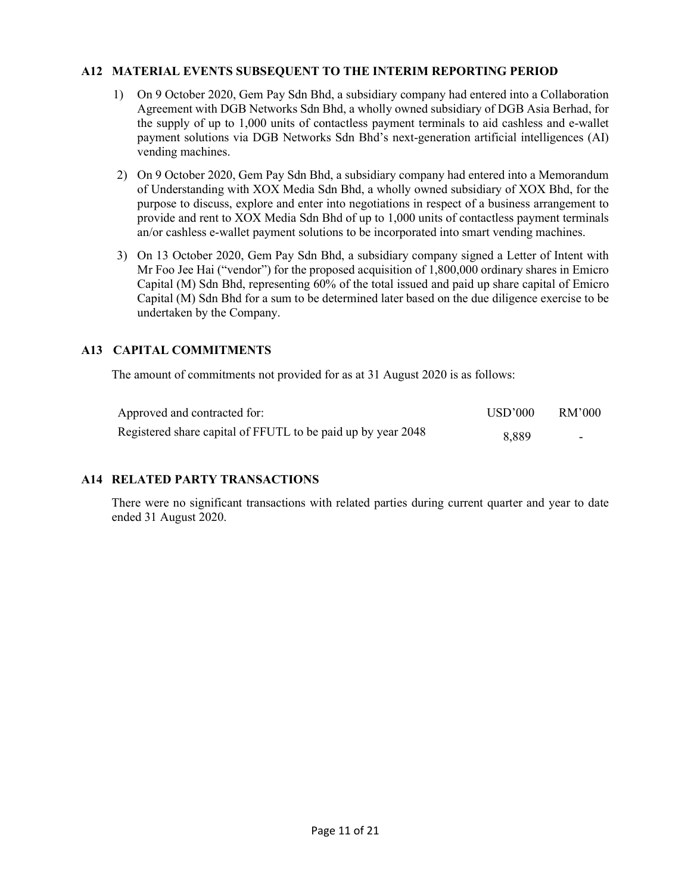## A12 MATERIAL EVENTS SUBSEQUENT TO THE INTERIM REPORTING PERIOD

1) On 9 October 2020, Gem Pay Sdn Bhd, a subsidiary company had entered into a Collaboration Agreement with DGB Networks Sdn Bhd, a wholly owned subsidiary of DGB Asia Berhad, for the supply of up to 1,000 units of contactless payment terminals to aid cashless and e-wallet payment solutions via DGB Networks Sdn Bhd's next-generation artificial intelligences (AI) vending machines.

2) On 9 October 2020, Gem Pay Sdn Bhd, a subsidiary company had entered into a Memorandum of Understanding with XOX Media Sdn Bhd, a wholly owned subsidiary of XOX Bhd, for the purpose to discuss, explore and enter into negotiations in respect of a business arrangement to provide and rent to XOX Media Sdn Bhd of up to 1,000 units of contactless payment terminals an/or cashless e-wallet payment solutions to be incorporated into smart vending machines.

3) On 13 October 2020, Gem Pay Sdn Bhd, a subsidiary company signed a Letter of Intent with Mr Foo Jee Hai ("vendor") for the proposed acquisition of 1,800,000 ordinary shares in Emicro Capital (M) Sdn Bhd, representing 60% of the total issued and paid up share capital of Emicro Capital (M) Sdn Bhd for a sum to be determined later based on the due diligence exercise to be undertaken by the Company.

## A13 CAPITAL COMMITMENTS

The amount of commitments not provided for as at 31 August 2020 is as follows:

| Approved and contracted for: | USD'000 | RM'000 |
|---|---|---|
| Registered share capital of FFUTL to be paid up by year 2048 | 8,889 | - |

## A14 RELATED PARTY TRANSACTIONS

There were no significant transactions with related parties during current quarter and year to date ended 31 August 2020.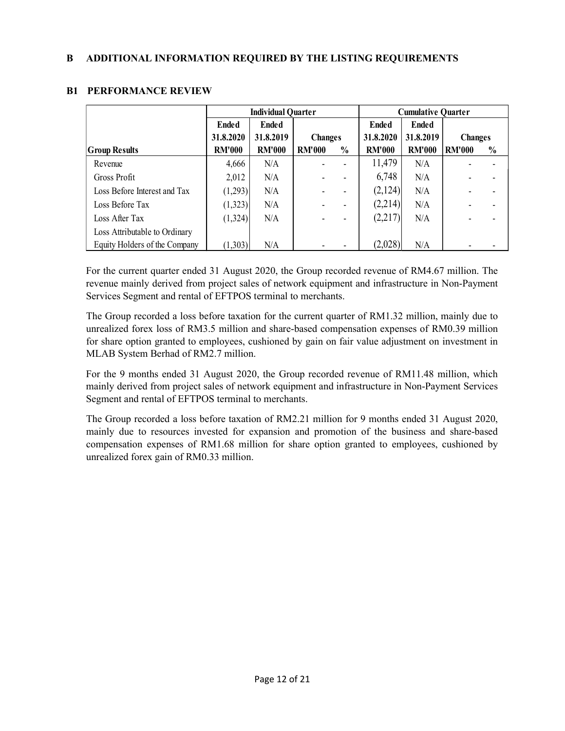## B ADDITIONAL INFORMATION REQUIRED BY THE LISTING REQUIREMENTS

### B1 PERFORMANCE REVIEW

| | Individual Quarter | | | | Cumulative Quarter | | | |
|---|---|---|---|---|---|---|---|---|
| | Ended 31.8.2020 | Ended 31.8.2019 | Changes | | Ended 31.8.2020 | Ended 31.8.2019 | Changes | |
| Group Results | RM'000 | RM'000 | RM'000 | % | RM'000 | RM'000 | RM'000 | % |
| Revenue | 4,666 | N/A | - | - | 11,479 | N/A | - | - |
| Gross Profit | 2,012 | N/A | - | - | 6,748 | N/A | - | - |
| Loss Before Interest and Tax | (1,293) | N/A | - | - | (2,124) | N/A | - | - |
| Loss Before Tax | (1,323) | N/A | - | - | (2,214) | N/A | - | - |
| Loss After Tax | (1,324) | N/A | - | - | (2,217) | N/A | - | - |
| Loss Attributable to Ordinary Equity Holders of the Company | (1,303) | N/A | - | - | (2,028) | N/A | - | - |

For the current quarter ended 31 August 2020, the Group recorded revenue of RM4.67 million. The revenue mainly derived from project sales of network equipment and infrastructure in Non-Payment Services Segment and rental of EFTPOS terminal to merchants.

The Group recorded a loss before taxation for the current quarter of RM1.32 million, mainly due to unrealized forex loss of RM3.5 million and share-based compensation expenses of RM0.39 million for share option granted to employees, cushioned by gain on fair value adjustment on investment in MLAB System Berhad of RM2.7 million.

For the 9 months ended 31 August 2020, the Group recorded revenue of RM11.48 million, which mainly derived from project sales of network equipment and infrastructure in Non-Payment Services Segment and rental of EFTPOS terminal to merchants.

The Group recorded a loss before taxation of RM2.21 million for 9 months ended 31 August 2020, mainly due to resources invested for expansion and promotion of the business and share-based compensation expenses of RM1.68 million for share option granted to employees, cushioned by unrealized forex gain of RM0.33 million.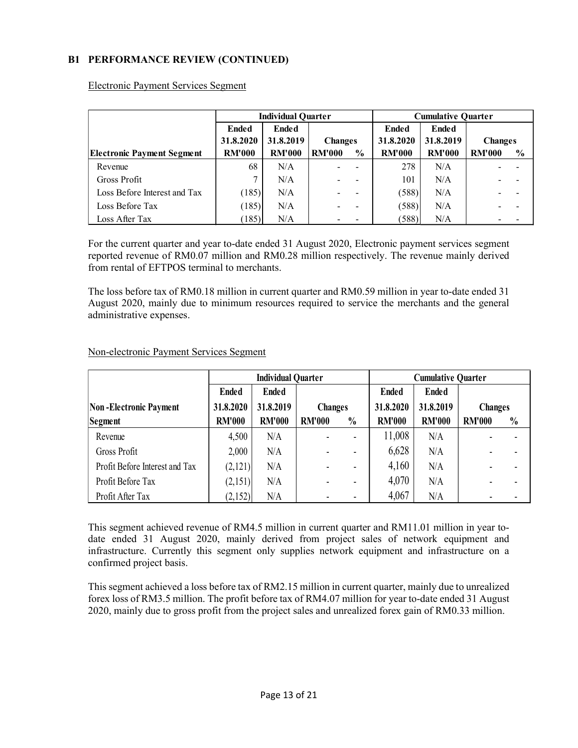**B1 PERFORMANCE REVIEW (CONTINUED)**

Electronic Payment Services Segment

| | Individual Quarter | | | | Cumulative Quarter | | | |
|---|---|---|---|---|---|---|---|---|
| | Ended 31.8.2020 | Ended 31.8.2019 | Changes | | Ended 31.8.2020 | Ended 31.8.2019 | Changes | |
| **Electronic Payment Segment** | **RM'000** | **RM'000** | **RM'000** | **%** | **RM'000** | **RM'000** | **RM'000** | **%** |
| Revenue | 68 | N/A | - | - | 278 | N/A | - | - |
| Gross Profit | 7 | N/A | - | - | 101 | N/A | - | - |
| Loss Before Interest and Tax | (185) | N/A | - | - | (588) | N/A | - | - |
| Loss Before Tax | (185) | N/A | - | - | (588) | N/A | - | - |
| Loss After Tax | (185) | N/A | - | - | (588) | N/A | - | - |

For the current quarter and year to-date ended 31 August 2020, Electronic payment services segment reported revenue of RM0.07 million and RM0.28 million respectively. The revenue mainly derived from rental of EFTPOS terminal to merchants.

The loss before tax of RM0.18 million in current quarter and RM0.59 million in year to-date ended 31 August 2020, mainly due to minimum resources required to service the merchants and the general administrative expenses.

Non-electronic Payment Services Segment

| | Individual Quarter | | | | Cumulative Quarter | | | |
|---|---|---|---|---|---|---|---|---|
| | Ended | Ended | | | Ended | Ended | | |
| **Non -Electronic Payment Segment** | **31.8.2020 RM'000** | **31.8.2019 RM'000** | **Changes RM'000** | **%** | **31.8.2020 RM'000** | **31.8.2019 RM'000** | **Changes RM'000** | **%** |
| Revenue | 4,500 | N/A | - | - | 11,008 | N/A | - | - |
| Gross Profit | 2,000 | N/A | - | - | 6,628 | N/A | - | - |
| Profit Before Interest and Tax | (2,121) | N/A | - | - | 4,160 | N/A | - | - |
| Profit Before Tax | (2,151) | N/A | - | - | 4,070 | N/A | - | - |
| Profit After Tax | (2,152) | N/A | - | - | 4,067 | N/A | - | - |

This segment achieved revenue of RM4.5 million in current quarter and RM11.01 million in year to-date ended 31 August 2020, mainly derived from project sales of network equipment and infrastructure. Currently this segment only supplies network equipment and infrastructure on a confirmed project basis.

This segment achieved a loss before tax of RM2.15 million in current quarter, mainly due to unrealized forex loss of RM3.5 million. The profit before tax of RM4.07 million for year to-date ended 31 August 2020, mainly due to gross profit from the project sales and unrealized forex gain of RM0.33 million.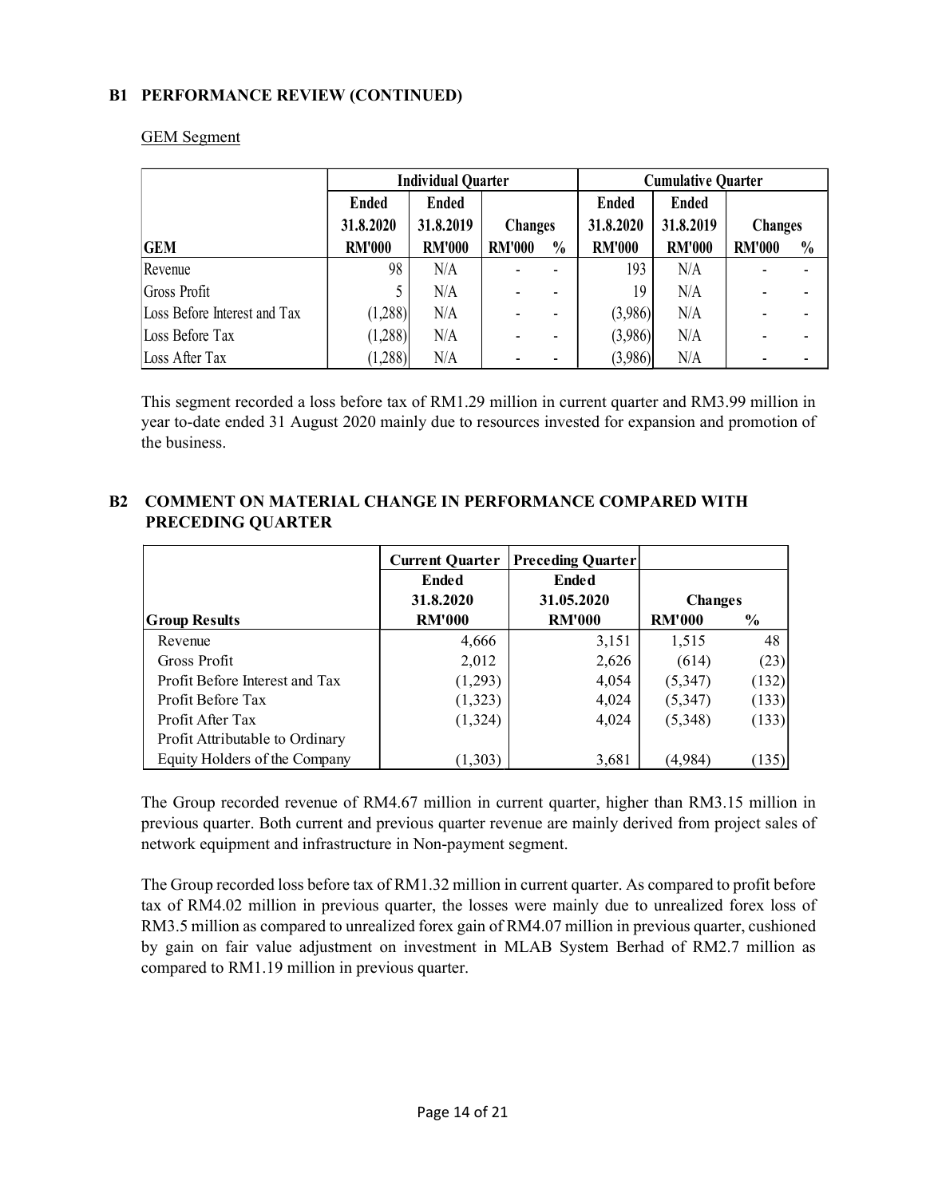## B1 PERFORMANCE REVIEW (CONTINUED)

GEM Segment

| | Individual Quarter | | | | Cumulative Quarter | | | |
|---|---|---|---|---|---|---|---|---|
| | Ended 31.8.2020 | Ended 31.8.2019 | Changes | | Ended 31.8.2020 | Ended 31.8.2019 | Changes | |
| GEM | RM'000 | RM'000 | RM'000 | % | RM'000 | RM'000 | RM'000 | % |
| Revenue | 98 | N/A | - | - | 193 | N/A | - | - |
| Gross Profit | 5 | N/A | - | - | 19 | N/A | - | - |
| Loss Before Interest and Tax | (1,288) | N/A | - | - | (3,986) | N/A | - | - |
| Loss Before Tax | (1,288) | N/A | - | - | (3,986) | N/A | - | - |
| Loss After Tax | (1,288) | N/A | - | - | (3,986) | N/A | - | - |

This segment recorded a loss before tax of RM1.29 million in current quarter and RM3.99 million in year to-date ended 31 August 2020 mainly due to resources invested for expansion and promotion of the business.

## B2 COMMENT ON MATERIAL CHANGE IN PERFORMANCE COMPARED WITH PRECEDING QUARTER

| | Current Quarter | Preceding Quarter | | |
|---|---|---|---|---|
| | Ended 31.8.2020 | Ended 31.05.2020 | Changes | |
| Group Results | RM'000 | RM'000 | RM'000 | % |
| Revenue | 4,666 | 3,151 | 1,515 | 48 |
| Gross Profit | 2,012 | 2,626 | (614) | (23) |
| Profit Before Interest and Tax | (1,293) | 4,054 | (5,347) | (132) |
| Profit Before Tax | (1,323) | 4,024 | (5,347) | (133) |
| Profit After Tax | (1,324) | 4,024 | (5,348) | (133) |
| Profit Attributable to Ordinary Equity Holders of the Company | (1,303) | 3,681 | (4,984) | (135) |

The Group recorded revenue of RM4.67 million in current quarter, higher than RM3.15 million in previous quarter. Both current and previous quarter revenue are mainly derived from project sales of network equipment and infrastructure in Non-payment segment.

The Group recorded loss before tax of RM1.32 million in current quarter. As compared to profit before tax of RM4.02 million in previous quarter, the losses were mainly due to unrealized forex loss of RM3.5 million as compared to unrealized forex gain of RM4.07 million in previous quarter, cushioned by gain on fair value adjustment on investment in MLAB System Berhad of RM2.7 million as compared to RM1.19 million in previous quarter.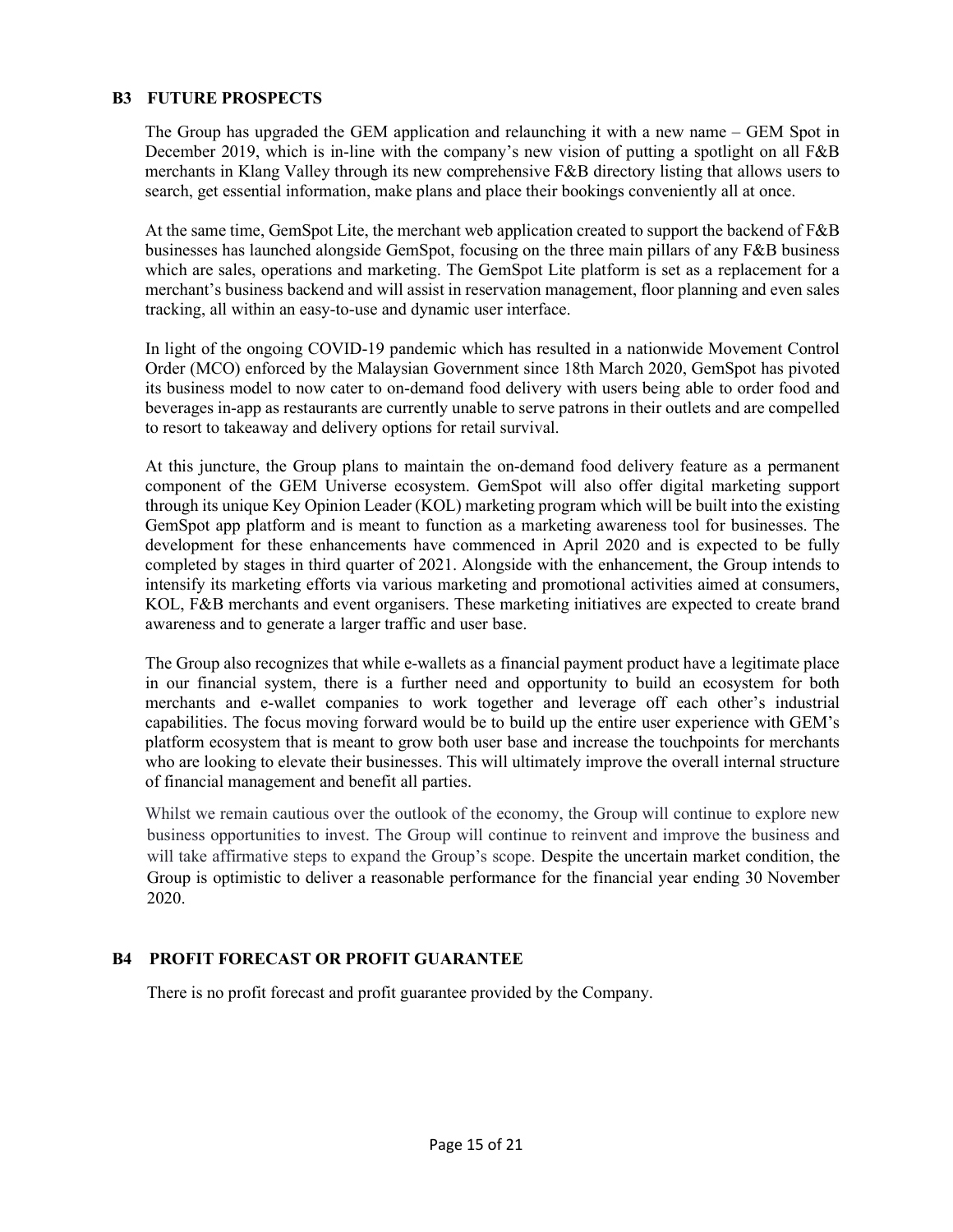## B3 FUTURE PROSPECTS

The Group has upgraded the GEM application and relaunching it with a new name – GEM Spot in December 2019, which is in-line with the company's new vision of putting a spotlight on all F&B merchants in Klang Valley through its new comprehensive F&B directory listing that allows users to search, get essential information, make plans and place their bookings conveniently all at once.

At the same time, GemSpot Lite, the merchant web application created to support the backend of F&B businesses has launched alongside GemSpot, focusing on the three main pillars of any F&B business which are sales, operations and marketing. The GemSpot Lite platform is set as a replacement for a merchant's business backend and will assist in reservation management, floor planning and even sales tracking, all within an easy-to-use and dynamic user interface.

In light of the ongoing COVID-19 pandemic which has resulted in a nationwide Movement Control Order (MCO) enforced by the Malaysian Government since 18th March 2020, GemSpot has pivoted its business model to now cater to on-demand food delivery with users being able to order food and beverages in-app as restaurants are currently unable to serve patrons in their outlets and are compelled to resort to takeaway and delivery options for retail survival.

At this juncture, the Group plans to maintain the on-demand food delivery feature as a permanent component of the GEM Universe ecosystem. GemSpot will also offer digital marketing support through its unique Key Opinion Leader (KOL) marketing program which will be built into the existing GemSpot app platform and is meant to function as a marketing awareness tool for businesses. The development for these enhancements have commenced in April 2020 and is expected to be fully completed by stages in third quarter of 2021. Alongside with the enhancement, the Group intends to intensify its marketing efforts via various marketing and promotional activities aimed at consumers, KOL, F&B merchants and event organisers. These marketing initiatives are expected to create brand awareness and to generate a larger traffic and user base.

The Group also recognizes that while e-wallets as a financial payment product have a legitimate place in our financial system, there is a further need and opportunity to build an ecosystem for both merchants and e-wallet companies to work together and leverage off each other's industrial capabilities. The focus moving forward would be to build up the entire user experience with GEM's platform ecosystem that is meant to grow both user base and increase the touchpoints for merchants who are looking to elevate their businesses. This will ultimately improve the overall internal structure of financial management and benefit all parties.

Whilst we remain cautious over the outlook of the economy, the Group will continue to explore new business opportunities to invest. The Group will continue to reinvent and improve the business and will take affirmative steps to expand the Group's scope. Despite the uncertain market condition, the Group is optimistic to deliver a reasonable performance for the financial year ending 30 November 2020.

## B4 PROFIT FORECAST OR PROFIT GUARANTEE

There is no profit forecast and profit guarantee provided by the Company.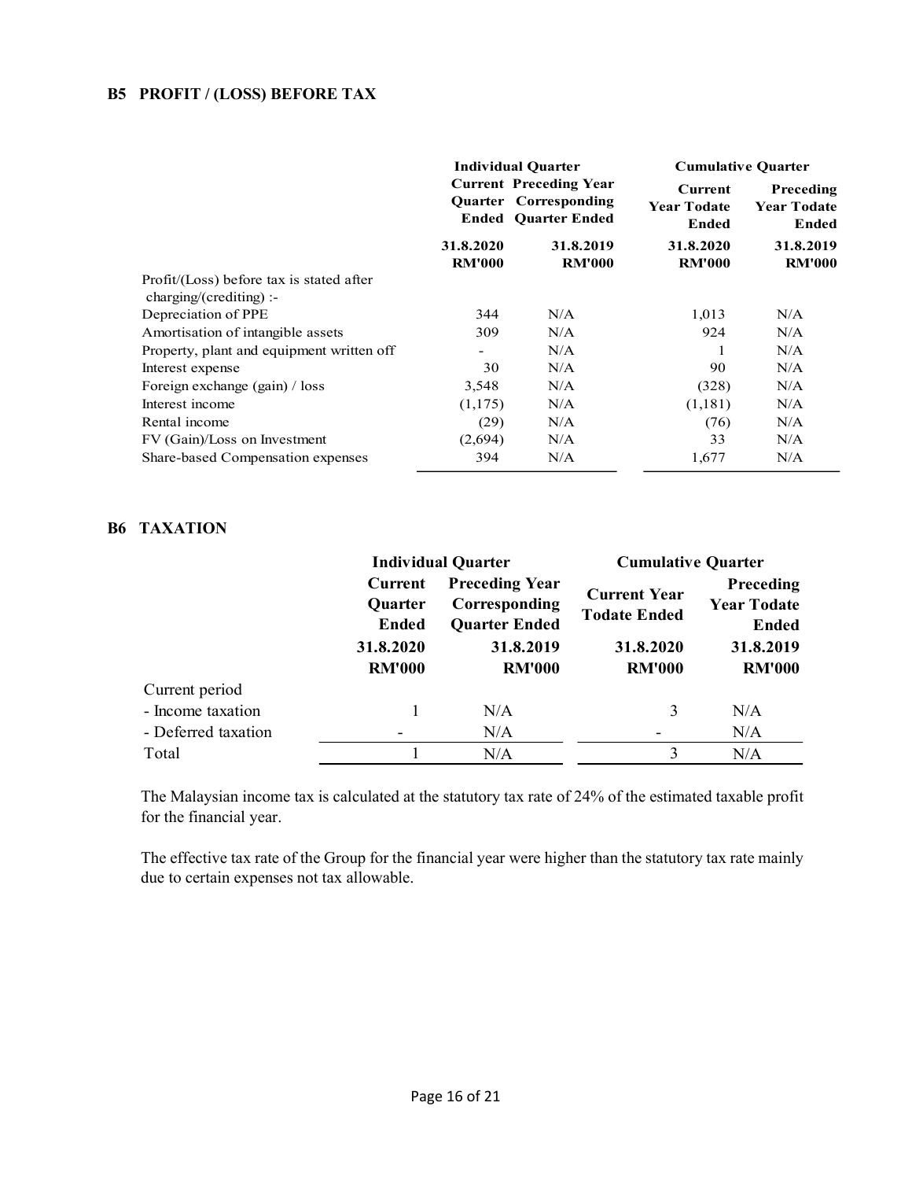## B5 PROFIT / (LOSS) BEFORE TAX

| | Individual Quarter | | Cumulative Quarter | |
|---|---|---|---|---|
| | Current Quarter Ended | Preceding Year Corresponding Quarter Ended | Current Year Todate Ended | Preceding Year Todate Ended |
| | 31.8.2020 RM'000 | 31.8.2019 RM'000 | 31.8.2020 RM'000 | 31.8.2019 RM'000 |
| Profit/(Loss) before tax is stated after charging/(crediting) :- | | | | |
| Depreciation of PPE | 344 | N/A | 1,013 | N/A |
| Amortisation of intangible assets | 309 | N/A | 924 | N/A |
| Property, plant and equipment written off | - | N/A | 1 | N/A |
| Interest expense | 30 | N/A | 90 | N/A |
| Foreign exchange (gain) / loss | 3,548 | N/A | (328) | N/A |
| Interest income | (1,175) | N/A | (1,181) | N/A |
| Rental income | (29) | N/A | (76) | N/A |
| FV (Gain)/Loss on Investment | (2,694) | N/A | 33 | N/A |
| Share-based Compensation expenses | 394 | N/A | 1,677 | N/A |

## B6 TAXATION

| | Individual Quarter | | Cumulative Quarter | |
|---|---|---|---|---|
| | Current Quarter Ended | Preceding Year Corresponding Quarter Ended | Current Year Todate Ended | Preceding Year Todate Ended |
| | 31.8.2020 RM'000 | 31.8.2019 RM'000 | 31.8.2020 RM'000 | 31.8.2019 RM'000 |
| Current period | | | | |
| - Income taxation | 1 | N/A | 3 | N/A |
| - Deferred taxation | - | N/A | - | N/A |
| Total | 1 | N/A | 3 | N/A |

The Malaysian income tax is calculated at the statutory tax rate of 24% of the estimated taxable profit for the financial year.

The effective tax rate of the Group for the financial year were higher than the statutory tax rate mainly due to certain expenses not tax allowable.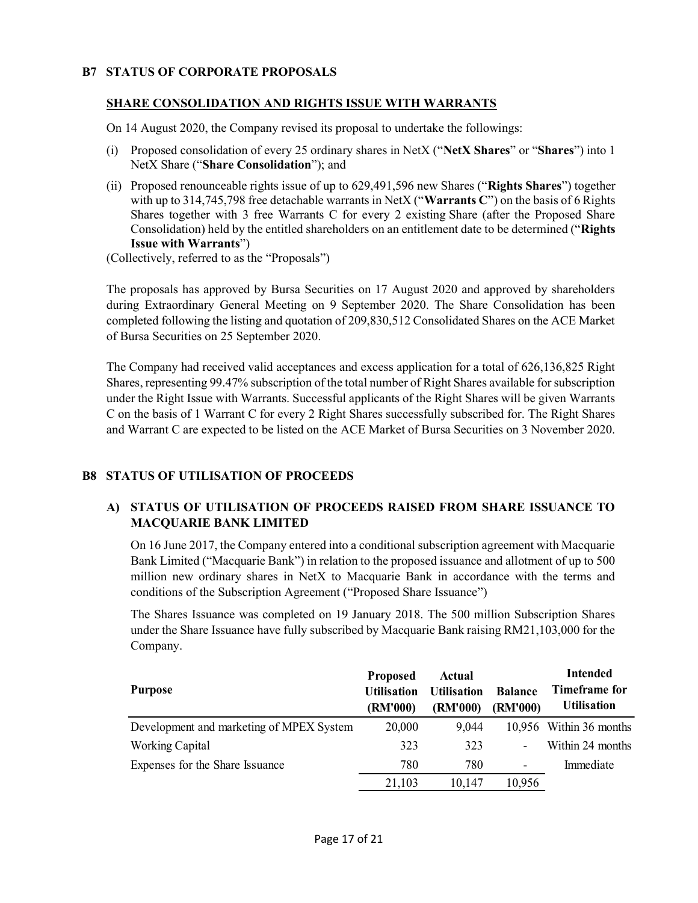## B7 STATUS OF CORPORATE PROPOSALS

### SHARE CONSOLIDATION AND RIGHTS ISSUE WITH WARRANTS

On 14 August 2020, the Company revised its proposal to undertake the followings:

(i) Proposed consolidation of every 25 ordinary shares in NetX ("**NetX Shares**" or "**Shares**") into 1 NetX Share ("**Share Consolidation**"); and

(ii) Proposed renounceable rights issue of up to 629,491,596 new Shares ("**Rights Shares**") together with up to 314,745,798 free detachable warrants in NetX ("**Warrants C**") on the basis of 6 Rights Shares together with 3 free Warrants C for every 2 existing Share (after the Proposed Share Consolidation) held by the entitled shareholders on an entitlement date to be determined ("**Rights Issue with Warrants**")

(Collectively, referred to as the "Proposals")

The proposals has approved by Bursa Securities on 17 August 2020 and approved by shareholders during Extraordinary General Meeting on 9 September 2020. The Share Consolidation has been completed following the listing and quotation of 209,830,512 Consolidated Shares on the ACE Market of Bursa Securities on 25 September 2020.

The Company had received valid acceptances and excess application for a total of 626,136,825 Right Shares, representing 99.47% subscription of the total number of Right Shares available for subscription under the Right Issue with Warrants. Successful applicants of the Right Shares will be given Warrants C on the basis of 1 Warrant C for every 2 Right Shares successfully subscribed for. The Right Shares and Warrant C are expected to be listed on the ACE Market of Bursa Securities on 3 November 2020.

## B8 STATUS OF UTILISATION OF PROCEEDS

### A) STATUS OF UTILISATION OF PROCEEDS RAISED FROM SHARE ISSUANCE TO MACQUARIE BANK LIMITED

On 16 June 2017, the Company entered into a conditional subscription agreement with Macquarie Bank Limited ("Macquarie Bank") in relation to the proposed issuance and allotment of up to 500 million new ordinary shares in NetX to Macquarie Bank in accordance with the terms and conditions of the Subscription Agreement ("Proposed Share Issuance")

The Shares Issuance was completed on 19 January 2018. The 500 million Subscription Shares under the Share Issuance have fully subscribed by Macquarie Bank raising RM21,103,000 for the Company.

| Purpose | Proposed Utilisation (RM'000) | Actual Utilisation (RM'000) | Balance (RM'000) | Intended Timeframe for Utilisation |
|---|---|---|---|---|
| Development and marketing of MPEX System | 20,000 | 9,044 | 10,956 | Within 36 months |
| Working Capital | 323 | 323 | - | Within 24 months |
| Expenses for the Share Issuance | 780 | 780 | - | Immediate |
| | 21,103 | 10,147 | 10,956 | |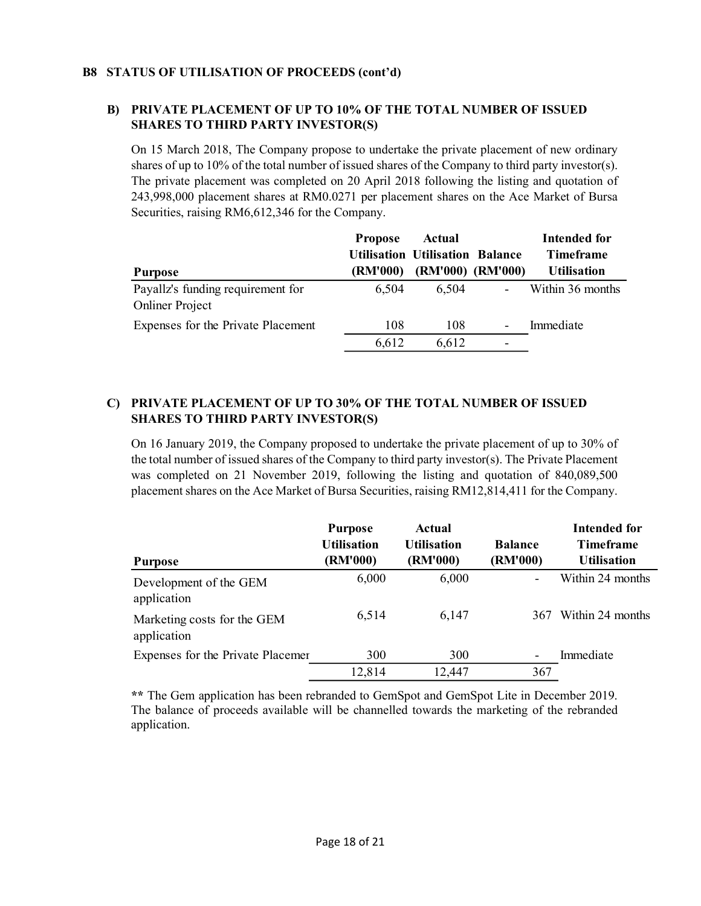## B8 STATUS OF UTILISATION OF PROCEEDS (cont'd)

### B) PRIVATE PLACEMENT OF UP TO 10% OF THE TOTAL NUMBER OF ISSUED SHARES TO THIRD PARTY INVESTOR(S)

On 15 March 2018, The Company propose to undertake the private placement of new ordinary shares of up to 10% of the total number of issued shares of the Company to third party investor(s). The private placement was completed on 20 April 2018 following the listing and quotation of 243,998,000 placement shares at RM0.0271 per placement shares on the Ace Market of Bursa Securities, raising RM6,612,346 for the Company.

| Purpose | Propose Utilisation (RM'000) | Actual Utilisation (RM'000) | Balance (RM'000) | Intended for Timeframe Utilisation |
|---|---|---|---|---|
| Payallz's funding requirement for Onliner Project | 6,504 | 6,504 | - | Within 36 months |
| Expenses for the Private Placement | 108 | 108 | - | Immediate |
| | 6,612 | 6,612 | - | |

### C) PRIVATE PLACEMENT OF UP TO 30% OF THE TOTAL NUMBER OF ISSUED SHARES TO THIRD PARTY INVESTOR(S)

On 16 January 2019, the Company proposed to undertake the private placement of up to 30% of the total number of issued shares of the Company to third party investor(s). The Private Placement was completed on 21 November 2019, following the listing and quotation of 840,089,500 placement shares on the Ace Market of Bursa Securities, raising RM12,814,411 for the Company.

| Purpose | Purpose Utilisation (RM'000) | Actual Utilisation (RM'000) | Balance (RM'000) | Intended for Timeframe Utilisation |
|---|---|---|---|---|
| Development of the GEM application | 6,000 | 6,000 | - | Within 24 months |
| Marketing costs for the GEM application | 6,514 | 6,147 | 367 | Within 24 months |
| Expenses for the Private Placemer | 300 | 300 | - | Immediate |
| | 12,814 | 12,447 | 367 | |

** The Gem application has been rebranded to GemSpot and GemSpot Lite in December 2019. The balance of proceeds available will be channelled towards the marketing of the rebranded application.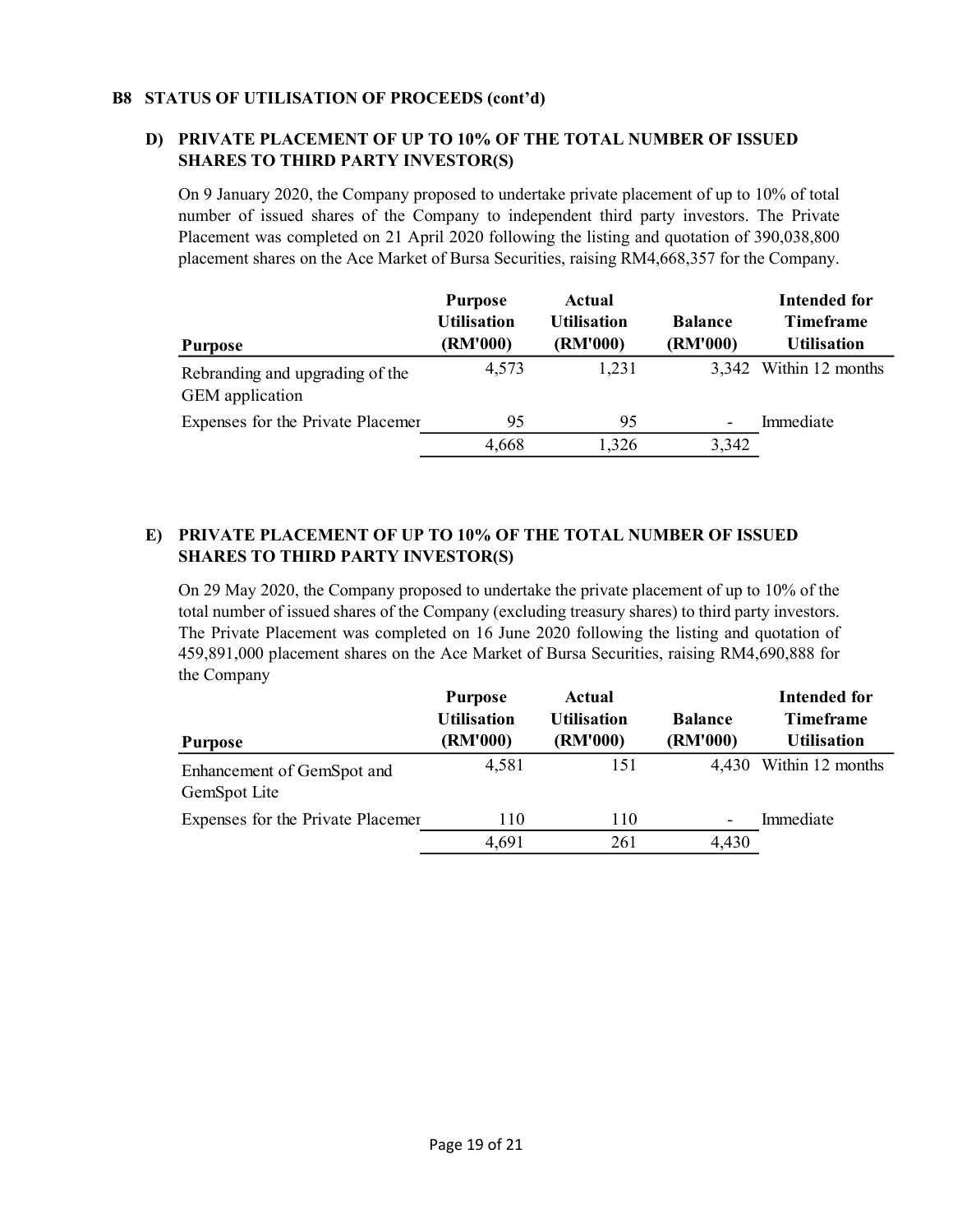**B8 STATUS OF UTILISATION OF PROCEEDS (cont'd)**

**D) PRIVATE PLACEMENT OF UP TO 10% OF THE TOTAL NUMBER OF ISSUED SHARES TO THIRD PARTY INVESTOR(S)**

On 9 January 2020, the Company proposed to undertake private placement of up to 10% of total number of issued shares of the Company to independent third party investors. The Private Placement was completed on 21 April 2020 following the listing and quotation of 390,038,800 placement shares on the Ace Market of Bursa Securities, raising RM4,668,357 for the Company.

| Purpose | Purpose Utilisation (RM'000) | Actual Utilisation (RM'000) | Balance (RM'000) | Intended for Timeframe Utilisation |
|---|---|---|---|---|
| Rebranding and upgrading of the GEM application | 4,573 | 1,231 | 3,342 | Within 12 months |
| Expenses for the Private Placemer | 95 | 95 | - | Immediate |
| | 4,668 | 1,326 | 3,342 | |

**E) PRIVATE PLACEMENT OF UP TO 10% OF THE TOTAL NUMBER OF ISSUED SHARES TO THIRD PARTY INVESTOR(S)**

On 29 May 2020, the Company proposed to undertake the private placement of up to 10% of the total number of issued shares of the Company (excluding treasury shares) to third party investors. The Private Placement was completed on 16 June 2020 following the listing and quotation of 459,891,000 placement shares on the Ace Market of Bursa Securities, raising RM4,690,888 for the Company

| Purpose | Purpose Utilisation (RM'000) | Actual Utilisation (RM'000) | Balance (RM'000) | Intended for Timeframe Utilisation |
|---|---|---|---|---|
| Enhancement of GemSpot and GemSpot Lite | 4,581 | 151 | 4,430 | Within 12 months |
| Expenses for the Private Placemer | 110 | 110 | - | Immediate |
| | 4,691 | 261 | 4,430 | |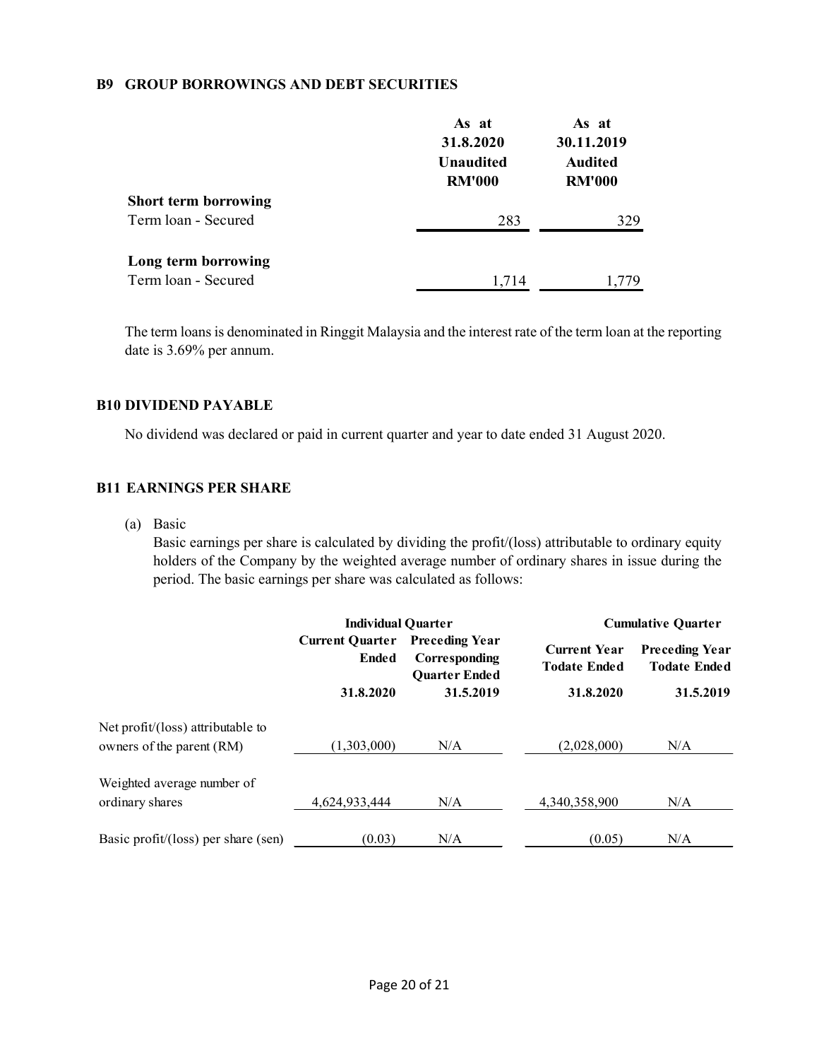## B9 GROUP BORROWINGS AND DEBT SECURITIES

| | As at 31.8.2020 Unaudited RM'000 | As at 30.11.2019 Audited RM'000 |
|---|---|---|
| **Short term borrowing** | | |
| Term loan - Secured | 283 | 329 |
| **Long term borrowing** | | |
| Term loan - Secured | 1,714 | 1,779 |

The term loans is denominated in Ringgit Malaysia and the interest rate of the term loan at the reporting date is 3.69% per annum.

## B10 DIVIDEND PAYABLE

No dividend was declared or paid in current quarter and year to date ended 31 August 2020.

## B11 EARNINGS PER SHARE

(a) Basic

Basic earnings per share is calculated by dividing the profit/(loss) attributable to ordinary equity holders of the Company by the weighted average number of ordinary shares in issue during the period. The basic earnings per share was calculated as follows:

| | Individual Quarter | | Cumulative Quarter | |
|---|---|---|---|---|
| | Current Quarter Ended | Preceding Year Corresponding Quarter Ended | Current Year Todate Ended | Preceding Year Todate Ended |
| | 31.8.2020 | 31.5.2019 | 31.8.2020 | 31.5.2019 |
| Net profit/(loss) attributable to owners of the parent (RM) | (1,303,000) | N/A | (2,028,000) | N/A |
| Weighted average number of ordinary shares | 4,624,933,444 | N/A | 4,340,358,900 | N/A |
| Basic profit/(loss) per share (sen) | (0.03) | N/A | (0.05) | N/A |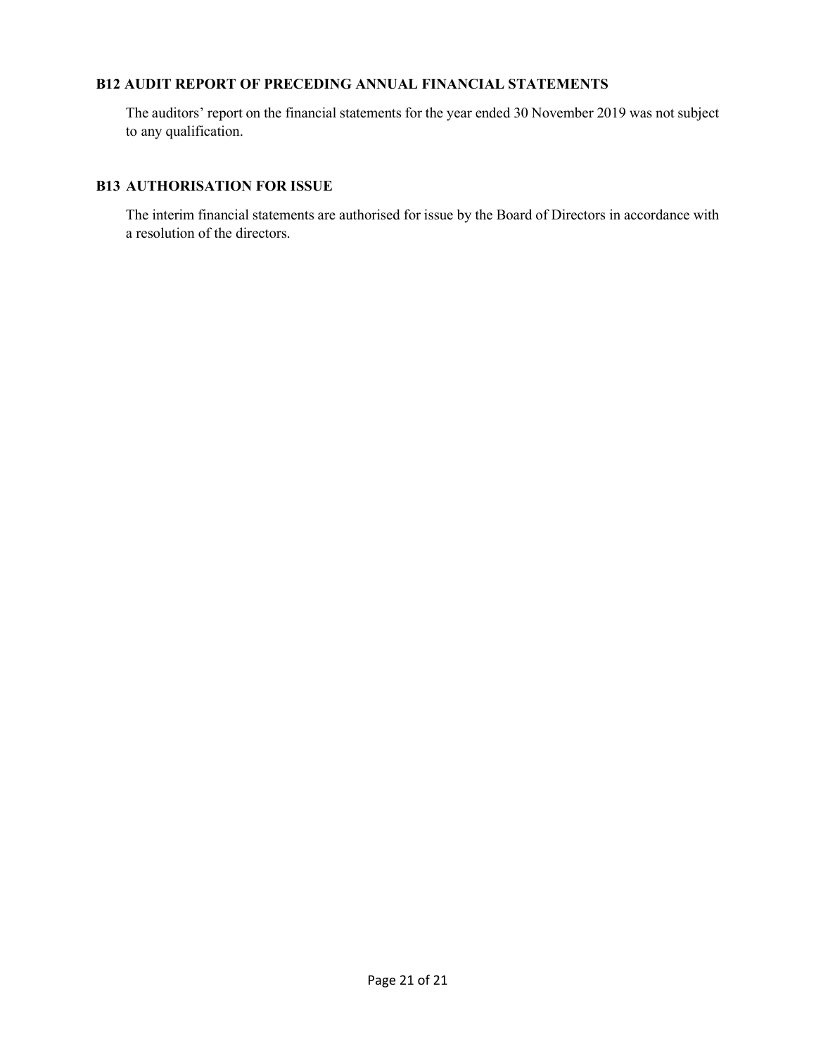### B12 AUDIT REPORT OF PRECEDING ANNUAL FINANCIAL STATEMENTS

The auditors' report on the financial statements for the year ended 30 November 2019 was not subject to any qualification.

### B13 AUTHORISATION FOR ISSUE

The interim financial statements are authorised for issue by the Board of Directors in accordance with a resolution of the directors.